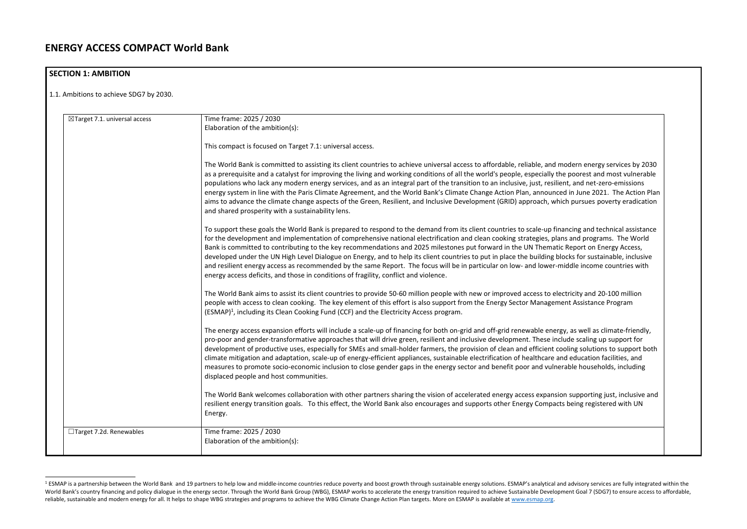# ENERGY ACCESS COMPACT World Bank

## SECTION 1: AMBITION

1.1. Ambitions to achieve SDG7 by 2030.

| | |
|---|---|
| ☒Target 7.1. universal access | Time frame: 2025 / 2030<br>Elaboration of the ambition(s):<br><br>This compact is focused on Target 7.1: universal access.<br><br>The World Bank is committed to assisting its client countries to achieve universal access to affordable, reliable, and modern energy services by 2030 as a prerequisite and a catalyst for improving the living and working conditions of all the world's people, especially the poorest and most vulnerable populations who lack any modern energy services, and as an integral part of the transition to an inclusive, just, resilient, and net-zero-emissions energy system in line with the Paris Climate Agreement, and the World Bank's Climate Change Action Plan, announced in June 2021. The Action Plan aims to advance the climate change aspects of the Green, Resilient, and Inclusive Development (GRID) approach, which pursues poverty eradication and shared prosperity with a sustainability lens.<br><br>To support these goals the World Bank is prepared to respond to the demand from its client countries to scale-up financing and technical assistance for the development and implementation of comprehensive national electrification and clean cooking strategies, plans and programs. The World Bank is committed to contributing to the key recommendations and 2025 milestones put forward in the UN Thematic Report on Energy Access, developed under the UN High Level Dialogue on Energy, and to help its client countries to put in place the building blocks for sustainable, inclusive and resilient energy access as recommended by the same Report. The focus will be in particular on low- and lower-middle income countries with energy access deficits, and those in conditions of fragility, conflict and violence.<br><br>The World Bank aims to assist its client countries to provide 50-60 million people with new or improved access to electricity and 20-100 million people with access to clean cooking. The key element of this effort is also support from the Energy Sector Management Assistance Program (ESMAP)[1], including its Clean Cooking Fund (CCF) and the Electricity Access program.<br><br>The energy access expansion efforts will include a scale-up of financing for both on-grid and off-grid renewable energy, as well as climate-friendly, pro-poor and gender-transformative approaches that will drive green, resilient and inclusive development. These include scaling up support for development of productive uses, especially for SMEs and small-holder farmers, the provision of clean and efficient cooling solutions to support both climate mitigation and adaptation, scale-up of energy-efficient appliances, sustainable electrification of healthcare and education facilities, and measures to promote socio-economic inclusion to close gender gaps in the energy sector and benefit poor and vulnerable households, including displaced people and host communities.<br><br>The World Bank welcomes collaboration with other partners sharing the vision of accelerated energy access expansion supporting just, inclusive and resilient energy transition goals. To this effect, the World Bank also encourages and supports other Energy Compacts being registered with UN Energy. |
| ☐Target 7.2d. Renewables | Time frame: 2025 / 2030<br>Elaboration of the ambition(s): |

[1] ESMAP is a partnership between the World Bank and 19 partners to help low and middle-income countries reduce poverty and boost growth through sustainable energy solutions. ESMAP's analytical and advisory services are fully integrated within the World Bank's country financing and policy dialogue in the energy sector. Through the World Bank Group (WBG), ESMAP works to accelerate the energy transition required to achieve Sustainable Development Goal 7 (SDG7) to ensure access to affordable, reliable, sustainable and modern energy for all. It helps to shape WBG strategies and programs to achieve the WBG Climate Change Action Plan targets. More on ESMAP is available at www.esmap.org.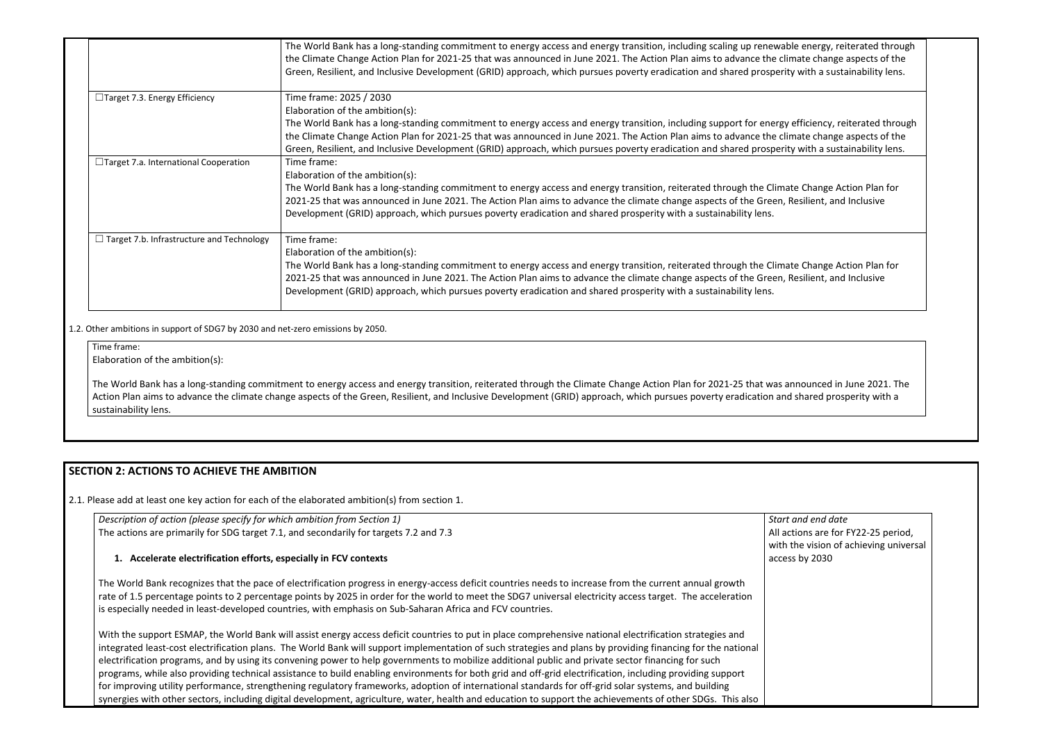| | |
|---|---|
| | The World Bank has a long-standing commitment to energy access and energy transition, including scaling up renewable energy, reiterated through the Climate Change Action Plan for 2021-25 that was announced in June 2021. The Action Plan aims to advance the climate change aspects of the Green, Resilient, and Inclusive Development (GRID) approach, which pursues poverty eradication and shared prosperity with a sustainability lens. |
| ☐Target 7.3. Energy Efficiency | Time frame: 2025 / 2030<br>Elaboration of the ambition(s):<br>The World Bank has a long-standing commitment to energy access and energy transition, including support for energy efficiency, reiterated through the Climate Change Action Plan for 2021-25 that was announced in June 2021. The Action Plan aims to advance the climate change aspects of the Green, Resilient, and Inclusive Development (GRID) approach, which pursues poverty eradication and shared prosperity with a sustainability lens. |
| ☐Target 7.a. International Cooperation | Time frame:<br>Elaboration of the ambition(s):<br>The World Bank has a long-standing commitment to energy access and energy transition, reiterated through the Climate Change Action Plan for 2021-25 that was announced in June 2021. The Action Plan aims to advance the climate change aspects of the Green, Resilient, and Inclusive Development (GRID) approach, which pursues poverty eradication and shared prosperity with a sustainability lens. |
| ☐ Target 7.b. Infrastructure and Technology | Time frame:<br>Elaboration of the ambition(s):<br>The World Bank has a long-standing commitment to energy access and energy transition, reiterated through the Climate Change Action Plan for 2021-25 that was announced in June 2021. The Action Plan aims to advance the climate change aspects of the Green, Resilient, and Inclusive Development (GRID) approach, which pursues poverty eradication and shared prosperity with a sustainability lens. |

1.2. Other ambitions in support of SDG7 by 2030 and net-zero emissions by 2050.

| |
|---|
| Time frame:<br>Elaboration of the ambition(s):<br><br>The World Bank has a long-standing commitment to energy access and energy transition, reiterated through the Climate Change Action Plan for 2021-25 that was announced in June 2021. The Action Plan aims to advance the climate change aspects of the Green, Resilient, and Inclusive Development (GRID) approach, which pursues poverty eradication and shared prosperity with a sustainability lens. |

## SECTION 2: ACTIONS TO ACHIEVE THE AMBITION

2.1. Please add at least one key action for each of the elaborated ambition(s) from section 1.

| *Description of action (please specify for which ambition from Section 1)* | *Start and end date* |
|---|---|
| The actions are primarily for SDG target 7.1, and secondarily for targets 7.2 and 7.3<br><br>**1. Accelerate electrification efforts, especially in FCV contexts**<br><br>The World Bank recognizes that the pace of electrification progress in energy-access deficit countries needs to increase from the current annual growth rate of 1.5 percentage points to 2 percentage points by 2025 in order for the world to meet the SDG7 universal electricity access target. The acceleration is especially needed in least-developed countries, with emphasis on Sub-Saharan Africa and FCV countries.<br><br>With the support ESMAP, the World Bank will assist energy access deficit countries to put in place comprehensive national electrification strategies and integrated least-cost electrification plans. The World Bank will support implementation of such strategies and plans by providing financing for the national electrification programs, and by using its convening power to help governments to mobilize additional public and private sector financing for such programs, while also providing technical assistance to build enabling environments for both grid and off-grid electrification, including providing support for improving utility performance, strengthening regulatory frameworks, adoption of international standards for off-grid solar systems, and building synergies with other sectors, including digital development, agriculture, water, health and education to support the achievements of other SDGs. This also | All actions are for FY22-25 period, with the vision of achieving universal access by 2030 |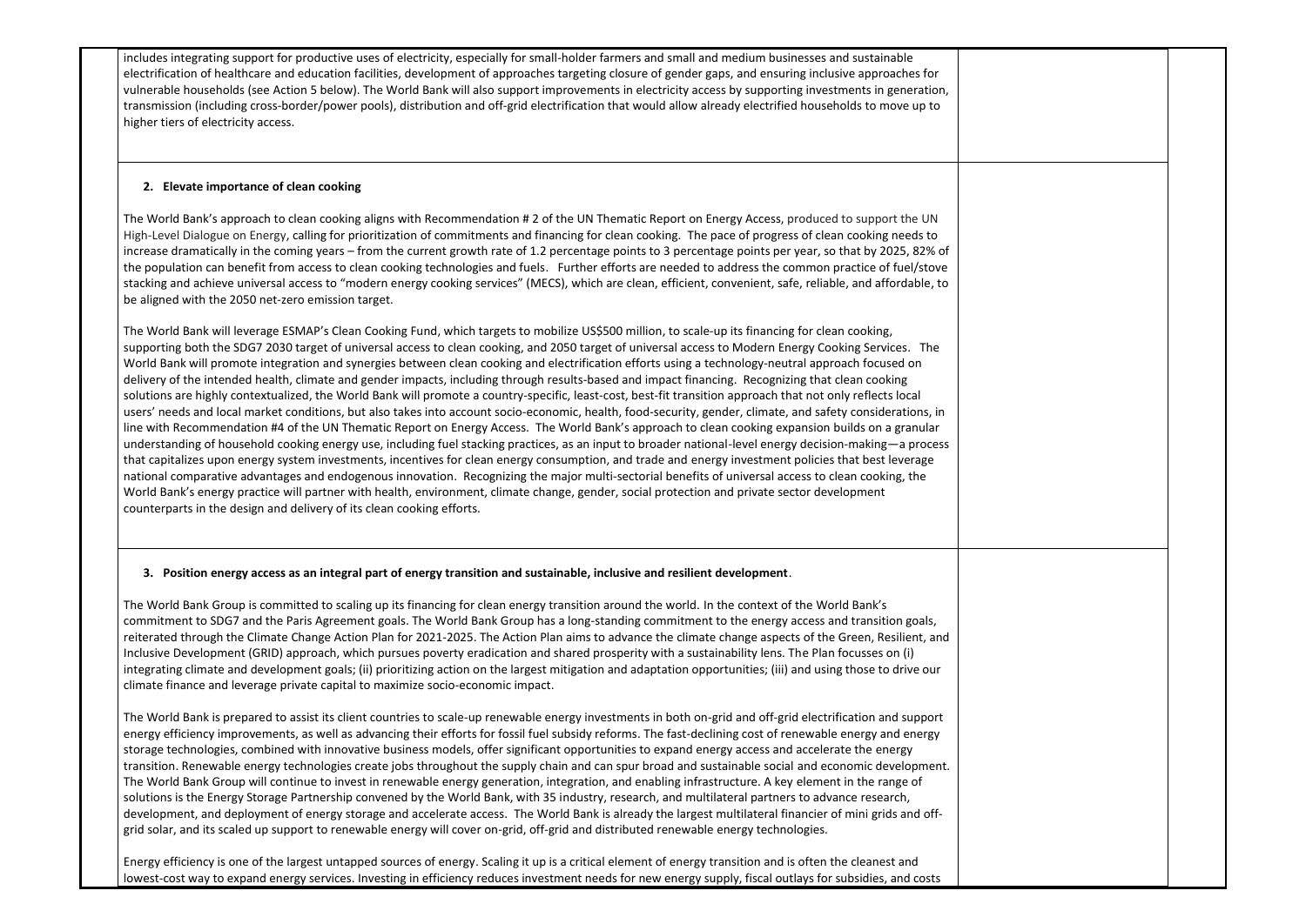includes integrating support for productive uses of electricity, especially for small-holder farmers and small and medium businesses and sustainable electrification of healthcare and education facilities, development of approaches targeting closure of gender gaps, and ensuring inclusive approaches for vulnerable households (see Action 5 below). The World Bank will also support improvements in electricity access by supporting investments in generation, transmission (including cross-border/power pools), distribution and off-grid electrification that would allow already electrified households to move up to higher tiers of electricity access.

**2. Elevate importance of clean cooking**

The World Bank's approach to clean cooking aligns with Recommendation # 2 of the UN Thematic Report on Energy Access, produced to support the UN High-Level Dialogue on Energy, calling for prioritization of commitments and financing for clean cooking. The pace of progress of clean cooking needs to increase dramatically in the coming years – from the current growth rate of 1.2 percentage points to 3 percentage points per year, so that by 2025, 82% of the population can benefit from access to clean cooking technologies and fuels. Further efforts are needed to address the common practice of fuel/stove stacking and achieve universal access to "modern energy cooking services" (MECS), which are clean, efficient, convenient, safe, reliable, and affordable, to be aligned with the 2050 net-zero emission target.

The World Bank will leverage ESMAP's Clean Cooking Fund, which targets to mobilize US$500 million, to scale-up its financing for clean cooking, supporting both the SDG7 2030 target of universal access to clean cooking, and 2050 target of universal access to Modern Energy Cooking Services. The World Bank will promote integration and synergies between clean cooking and electrification efforts using a technology-neutral approach focused on delivery of the intended health, climate and gender impacts, including through results-based and impact financing. Recognizing that clean cooking solutions are highly contextualized, the World Bank will promote a country-specific, least-cost, best-fit transition approach that not only reflects local users' needs and local market conditions, but also takes into account socio-economic, health, food-security, gender, climate, and safety considerations, in line with Recommendation #4 of the UN Thematic Report on Energy Access. The World Bank's approach to clean cooking expansion builds on a granular understanding of household cooking energy use, including fuel stacking practices, as an input to broader national-level energy decision-making—a process that capitalizes upon energy system investments, incentives for clean energy consumption, and trade and energy investment policies that best leverage national comparative advantages and endogenous innovation. Recognizing the major multi-sectorial benefits of universal access to clean cooking, the World Bank's energy practice will partner with health, environment, climate change, gender, social protection and private sector development counterparts in the design and delivery of its clean cooking efforts.

**3. Position energy access as an integral part of energy transition and sustainable, inclusive and resilient development**.

The World Bank Group is committed to scaling up its financing for clean energy transition around the world. In the context of the World Bank's commitment to SDG7 and the Paris Agreement goals. The World Bank Group has a long-standing commitment to the energy access and transition goals, reiterated through the Climate Change Action Plan for 2021-2025. The Action Plan aims to advance the climate change aspects of the Green, Resilient, and Inclusive Development (GRID) approach, which pursues poverty eradication and shared prosperity with a sustainability lens. The Plan focusses on (i) integrating climate and development goals; (ii) prioritizing action on the largest mitigation and adaptation opportunities; (iii) and using those to drive our climate finance and leverage private capital to maximize socio-economic impact.

The World Bank is prepared to assist its client countries to scale-up renewable energy investments in both on-grid and off-grid electrification and support energy efficiency improvements, as well as advancing their efforts for fossil fuel subsidy reforms. The fast-declining cost of renewable energy and energy storage technologies, combined with innovative business models, offer significant opportunities to expand energy access and accelerate the energy transition. Renewable energy technologies create jobs throughout the supply chain and can spur broad and sustainable social and economic development. The World Bank Group will continue to invest in renewable energy generation, integration, and enabling infrastructure. A key element in the range of solutions is the Energy Storage Partnership convened by the World Bank, with 35 industry, research, and multilateral partners to advance research, development, and deployment of energy storage and accelerate access. The World Bank is already the largest multilateral financier of mini grids and off-grid solar, and its scaled up support to renewable energy will cover on-grid, off-grid and distributed renewable energy technologies.

Energy efficiency is one of the largest untapped sources of energy. Scaling it up is a critical element of energy transition and is often the cleanest and lowest-cost way to expand energy services. Investing in efficiency reduces investment needs for new energy supply, fiscal outlays for subsidies, and costs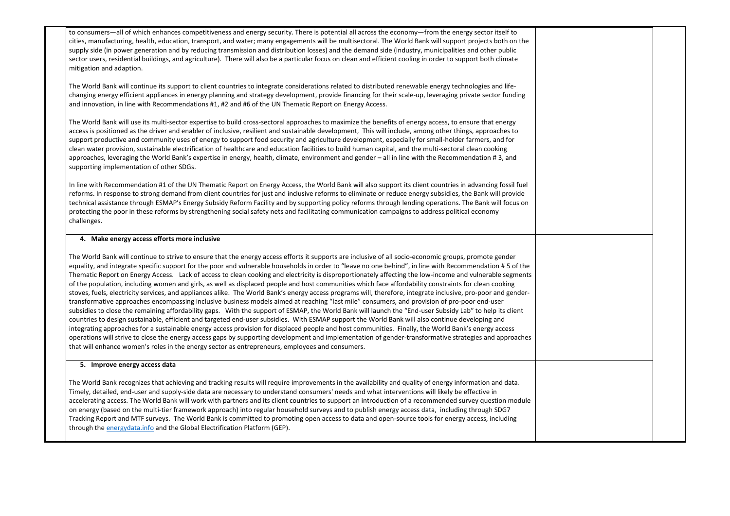to consumers—all of which enhances competitiveness and energy security. There is potential all across the economy—from the energy sector itself to cities, manufacturing, health, education, transport, and water; many engagements will be multisectoral. The World Bank will support projects both on the supply side (in power generation and by reducing transmission and distribution losses) and the demand side (industry, municipalities and other public sector users, residential buildings, and agriculture). There will also be a particular focus on clean and efficient cooling in order to support both climate mitigation and adaption.

The World Bank will continue its support to client countries to integrate considerations related to distributed renewable energy technologies and life-changing energy efficient appliances in energy planning and strategy development, provide financing for their scale-up, leveraging private sector funding and innovation, in line with Recommendations #1, #2 and #6 of the UN Thematic Report on Energy Access.

The World Bank will use its multi-sector expertise to build cross-sectoral approaches to maximize the benefits of energy access, to ensure that energy access is positioned as the driver and enabler of inclusive, resilient and sustainable development, This will include, among other things, approaches to support productive and community uses of energy to support food security and agriculture development, especially for small-holder farmers, and for clean water provision, sustainable electrification of healthcare and education facilities to build human capital, and the multi-sectoral clean cooking approaches, leveraging the World Bank's expertise in energy, health, climate, environment and gender – all in line with the Recommendation # 3, and supporting implementation of other SDGs.

In line with Recommendation #1 of the UN Thematic Report on Energy Access, the World Bank will also support its client countries in advancing fossil fuel reforms. In response to strong demand from client countries for just and inclusive reforms to eliminate or reduce energy subsidies, the Bank will provide technical assistance through ESMAP's Energy Subsidy Reform Facility and by supporting policy reforms through lending operations. The Bank will focus on protecting the poor in these reforms by strengthening social safety nets and facilitating communication campaigns to address political economy challenges.

**4. Make energy access efforts more inclusive**

The World Bank will continue to strive to ensure that the energy access efforts it supports are inclusive of all socio-economic groups, promote gender equality, and integrate specific support for the poor and vulnerable households in order to "leave no one behind", in line with Recommendation # 5 of the Thematic Report on Energy Access. Lack of access to clean cooking and electricity is disproportionately affecting the low-income and vulnerable segments of the population, including women and girls, as well as displaced people and host communities which face affordability constraints for clean cooking stoves, fuels, electricity services, and appliances alike. The World Bank's energy access programs will, therefore, integrate inclusive, pro-poor and gender-transformative approaches encompassing inclusive business models aimed at reaching "last mile" consumers, and provision of pro-poor end-user subsidies to close the remaining affordability gaps. With the support of ESMAP, the World Bank will launch the "End-user Subsidy Lab" to help its client countries to design sustainable, efficient and targeted end-user subsidies. With ESMAP support the World Bank will also continue developing and integrating approaches for a sustainable energy access provision for displaced people and host communities. Finally, the World Bank's energy access operations will strive to close the energy access gaps by supporting development and implementation of gender-transformative strategies and approaches that will enhance women's roles in the energy sector as entrepreneurs, employees and consumers.

**5. Improve energy access data**

The World Bank recognizes that achieving and tracking results will require improvements in the availability and quality of energy information and data. Timely, detailed, end-user and supply-side data are necessary to understand consumers' needs and what interventions will likely be effective in accelerating access. The World Bank will work with partners and its client countries to support an introduction of a recommended survey question module on energy (based on the multi-tier framework approach) into regular household surveys and to publish energy access data, including through SDG7 Tracking Report and MTF surveys. The World Bank is committed to promoting open access to data and open-source tools for energy access, including through the energydata.info and the Global Electrification Platform (GEP).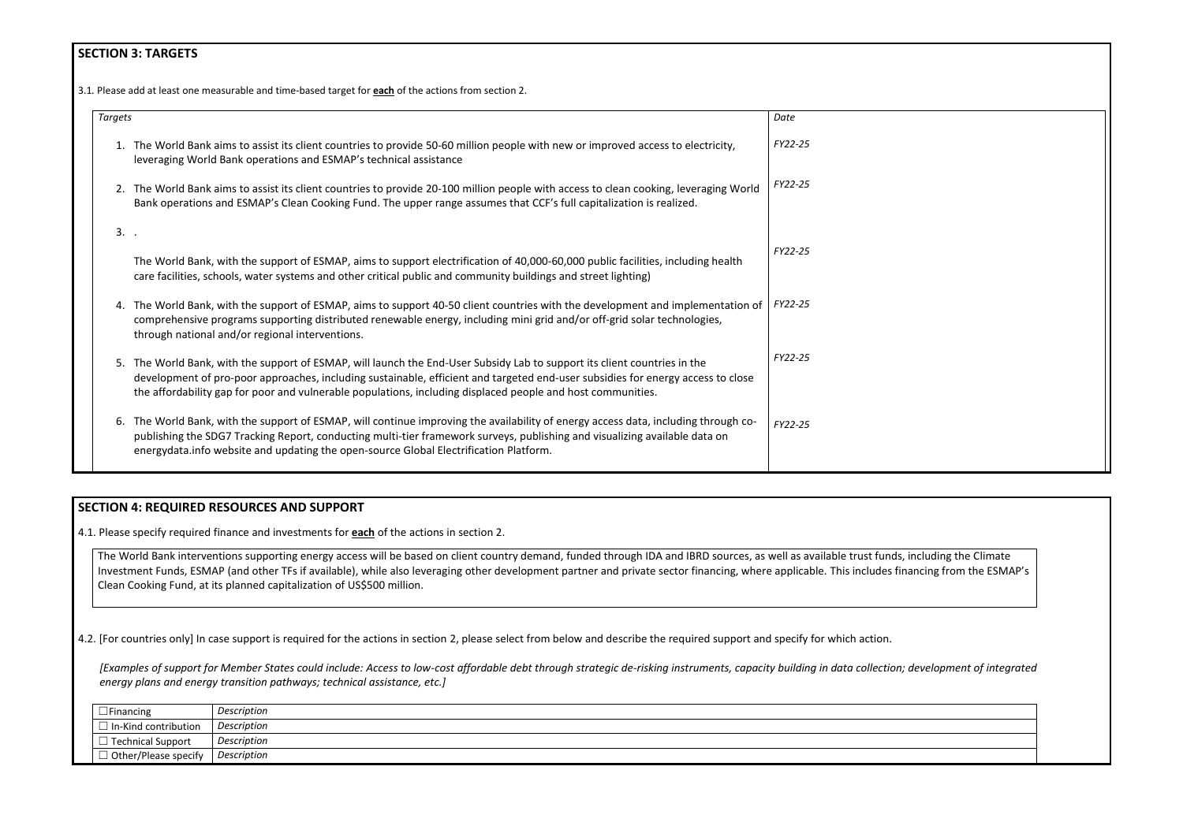## SECTION 3: TARGETS

3.1. Please add at least one measurable and time-based target for **each** of the actions from section 2.

| *Targets* | *Date* |
|---|---|
| 1. The World Bank aims to assist its client countries to provide 50-60 million people with new or improved access to electricity, leveraging World Bank operations and ESMAP's technical assistance | *FY22-25* |
| 2. The World Bank aims to assist its client countries to provide 20-100 million people with access to clean cooking, leveraging World Bank operations and ESMAP's Clean Cooking Fund. The upper range assumes that CCF's full capitalization is realized. | *FY22-25* |
| 3. . The World Bank, with the support of ESMAP, aims to support electrification of 40,000-60,000 public facilities, including health care facilities, schools, water systems and other critical public and community buildings and street lighting) | *FY22-25* |
| 4. The World Bank, with the support of ESMAP, aims to support 40-50 client countries with the development and implementation of comprehensive programs supporting distributed renewable energy, including mini grid and/or off-grid solar technologies, through national and/or regional interventions. | *FY22-25* |
| 5. The World Bank, with the support of ESMAP, will launch the End-User Subsidy Lab to support its client countries in the development of pro-poor approaches, including sustainable, efficient and targeted end-user subsidies for energy access to close the affordability gap for poor and vulnerable populations, including displaced people and host communities. | *FY22-25* |
| 6. The World Bank, with the support of ESMAP, will continue improving the availability of energy access data, including through co-publishing the SDG7 Tracking Report, conducting multi-tier framework surveys, publishing and visualizing available data on energydata.info website and updating the open-source Global Electrification Platform. | *FY22-25* |

## SECTION 4: REQUIRED RESOURCES AND SUPPORT

4.1. Please specify required finance and investments for **each** of the actions in section 2.

The World Bank interventions supporting energy access will be based on client country demand, funded through IDA and IBRD sources, as well as available trust funds, including the Climate Investment Funds, ESMAP (and other TFs if available), while also leveraging other development partner and private sector financing, where applicable. This includes financing from the ESMAP's Clean Cooking Fund, at its planned capitalization of US$500 million.

4.2. [For countries only] In case support is required for the actions in section 2, please select from below and describe the required support and specify for which action.

*[Examples of support for Member States could include: Access to low-cost affordable debt through strategic de-risking instruments, capacity building in data collection; development of integrated energy plans and energy transition pathways; technical assistance, etc.]*

| | |
|---|---|
| ☐ Financing | *Description* |
| ☐ In-Kind contribution | *Description* |
| ☐ Technical Support | *Description* |
| ☐ Other/Please specify | *Description* |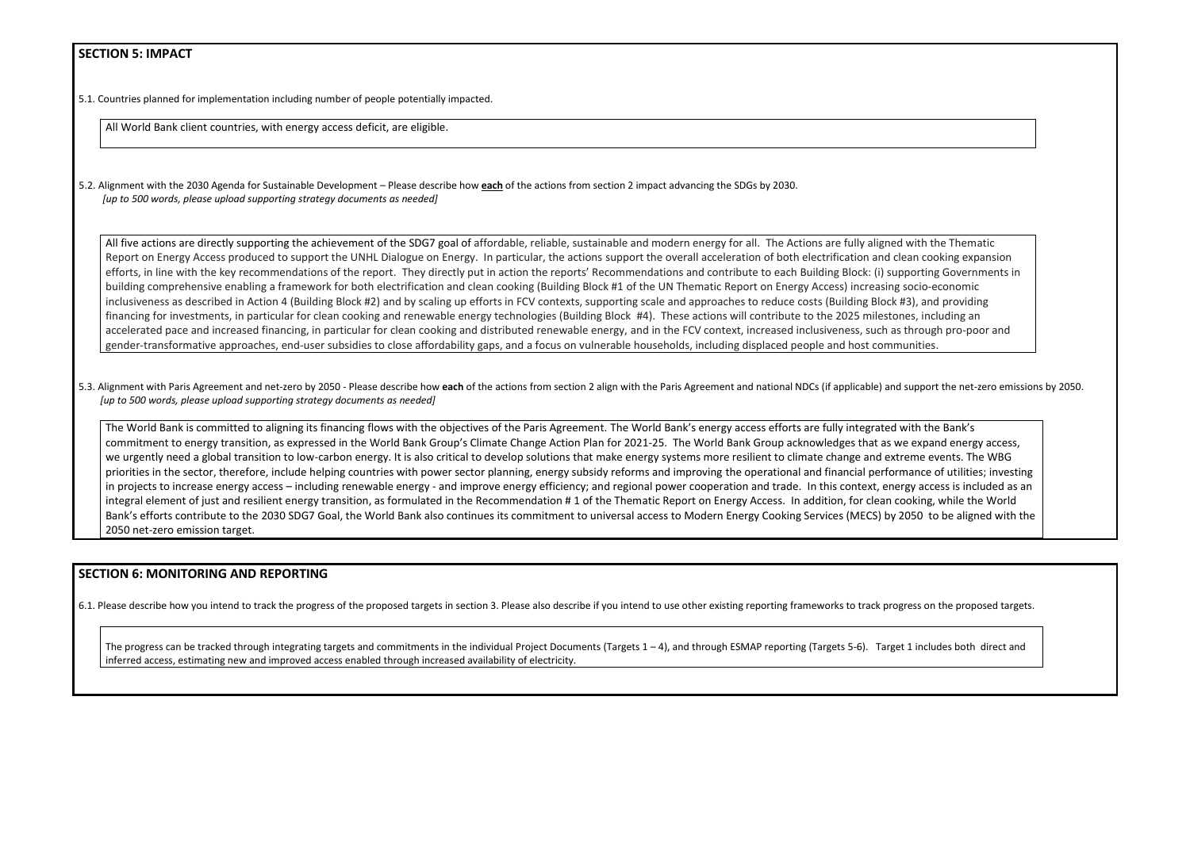## SECTION 5: IMPACT

5.1. Countries planned for implementation including number of people potentially impacted.

All World Bank client countries, with energy access deficit, are eligible.

5.2. Alignment with the 2030 Agenda for Sustainable Development – Please describe how **each** of the actions from section 2 impact advancing the SDGs by 2030.
*[up to 500 words, please upload supporting strategy documents as needed]*

All five actions are directly supporting the achievement of the SDG7 goal of affordable, reliable, sustainable and modern energy for all. The Actions are fully aligned with the Thematic Report on Energy Access produced to support the UNHL Dialogue on Energy. In particular, the actions support the overall acceleration of both electrification and clean cooking expansion efforts, in line with the key recommendations of the report. They directly put in action the reports' Recommendations and contribute to each Building Block: (i) supporting Governments in building comprehensive enabling a framework for both electrification and clean cooking (Building Block #1 of the UN Thematic Report on Energy Access) increasing socio-economic inclusiveness as described in Action 4 (Building Block #2) and by scaling up efforts in FCV contexts, supporting scale and approaches to reduce costs (Building Block #3), and providing financing for investments, in particular for clean cooking and renewable energy technologies (Building Block #4). These actions will contribute to the 2025 milestones, including an accelerated pace and increased financing, in particular for clean cooking and distributed renewable energy, and in the FCV context, increased inclusiveness, such as through pro-poor and gender-transformative approaches, end-user subsidies to close affordability gaps, and a focus on vulnerable households, including displaced people and host communities.

5.3. Alignment with Paris Agreement and net-zero by 2050 - Please describe how **each** of the actions from section 2 align with the Paris Agreement and national NDCs (if applicable) and support the net-zero emissions by 2050.
*[up to 500 words, please upload supporting strategy documents as needed]*

The World Bank is committed to aligning its financing flows with the objectives of the Paris Agreement. The World Bank's energy access efforts are fully integrated with the Bank's commitment to energy transition, as expressed in the World Bank Group's Climate Change Action Plan for 2021-25. The World Bank Group acknowledges that as we expand energy access, we urgently need a global transition to low-carbon energy. It is also critical to develop solutions that make energy systems more resilient to climate change and extreme events. The WBG priorities in the sector, therefore, include helping countries with power sector planning, energy subsidy reforms and improving the operational and financial performance of utilities; investing in projects to increase energy access – including renewable energy - and improve energy efficiency; and regional power cooperation and trade. In this context, energy access is included as an integral element of just and resilient energy transition, as formulated in the Recommendation # 1 of the Thematic Report on Energy Access. In addition, for clean cooking, while the World Bank's efforts contribute to the 2030 SDG7 Goal, the World Bank also continues its commitment to universal access to Modern Energy Cooking Services (MECS) by 2050 to be aligned with the 2050 net-zero emission target.

## SECTION 6: MONITORING AND REPORTING

6.1. Please describe how you intend to track the progress of the proposed targets in section 3. Please also describe if you intend to use other existing reporting frameworks to track progress on the proposed targets.

The progress can be tracked through integrating targets and commitments in the individual Project Documents (Targets 1 – 4), and through ESMAP reporting (Targets 5-6). Target 1 includes both direct and inferred access, estimating new and improved access enabled through increased availability of electricity.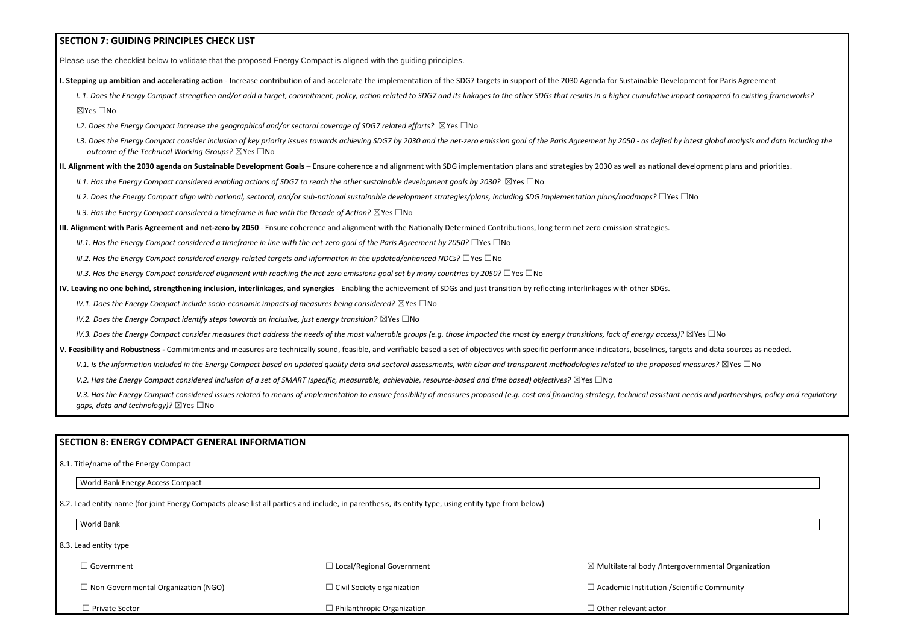## SECTION 7: GUIDING PRINCIPLES CHECK LIST

Please use the checklist below to validate that the proposed Energy Compact is aligned with the guiding principles.

**I. Stepping up ambition and accelerating action** - Increase contribution of and accelerate the implementation of the SDG7 targets in support of the 2030 Agenda for Sustainable Development for Paris Agreement

*I. 1. Does the Energy Compact strengthen and/or add a target, commitment, policy, action related to SDG7 and its linkages to the other SDGs that results in a higher cumulative impact compared to existing frameworks?*

☒Yes ☐No

*I.2. Does the Energy Compact increase the geographical and/or sectoral coverage of SDG7 related efforts?* ☒Yes ☐No

*I.3. Does the Energy Compact consider inclusion of key priority issues towards achieving SDG7 by 2030 and the net-zero emission goal of the Paris Agreement by 2050 - as defied by latest global analysis and data including the outcome of the Technical Working Groups?* ☒Yes ☐No

**II. Alignment with the 2030 agenda on Sustainable Development Goals** – Ensure coherence and alignment with SDG implementation plans and strategies by 2030 as well as national development plans and priorities.

*II.1. Has the Energy Compact considered enabling actions of SDG7 to reach the other sustainable development goals by 2030?* ☒Yes ☐No

*II.2. Does the Energy Compact align with national, sectoral, and/or sub-national sustainable development strategies/plans, including SDG implementation plans/roadmaps?* ☐Yes ☐No

*II.3. Has the Energy Compact considered a timeframe in line with the Decade of Action?* ☒Yes ☐No

**III. Alignment with Paris Agreement and net-zero by 2050** - Ensure coherence and alignment with the Nationally Determined Contributions, long term net zero emission strategies.

*III.1. Has the Energy Compact considered a timeframe in line with the net-zero goal of the Paris Agreement by 2050?* ☐Yes ☐No

*III.2. Has the Energy Compact considered energy-related targets and information in the updated/enhanced NDCs?* ☐Yes ☐No

*III.3. Has the Energy Compact considered alignment with reaching the net-zero emissions goal set by many countries by 2050?* ☐Yes ☐No

**IV. Leaving no one behind, strengthening inclusion, interlinkages, and synergies** - Enabling the achievement of SDGs and just transition by reflecting interlinkages with other SDGs.

*IV.1. Does the Energy Compact include socio-economic impacts of measures being considered?* ☒Yes ☐No

*IV.2. Does the Energy Compact identify steps towards an inclusive, just energy transition?* ☒Yes ☐No

*IV.3. Does the Energy Compact consider measures that address the needs of the most vulnerable groups (e.g. those impacted the most by energy transitions, lack of energy access)?* ☒Yes ☐No

**V. Feasibility and Robustness -** Commitments and measures are technically sound, feasible, and verifiable based a set of objectives with specific performance indicators, baselines, targets and data sources as needed.

*V.1. Is the information included in the Energy Compact based on updated quality data and sectoral assessments, with clear and transparent methodologies related to the proposed measures?* ☒Yes ☐No

*V.2. Has the Energy Compact considered inclusion of a set of SMART (specific, measurable, achievable, resource-based and time based) objectives?* ☒Yes ☐No

*V.3. Has the Energy Compact considered issues related to means of implementation to ensure feasibility of measures proposed (e.g. cost and financing strategy, technical assistant needs and partnerships, policy and regulatory gaps, data and technology)?* ☒Yes ☐No

## SECTION 8: ENERGY COMPACT GENERAL INFORMATION

8.1. Title/name of the Energy Compact

World Bank Energy Access Compact

8.2. Lead entity name (for joint Energy Compacts please list all parties and include, in parenthesis, its entity type, using entity type from below)

World Bank

8.3. Lead entity type

| | | |
|---|---|---|
| ☐ Government | ☐ Local/Regional Government | ☒ Multilateral body /Intergovernmental Organization |
| ☐ Non-Governmental Organization (NGO) | ☐ Civil Society organization | ☐ Academic Institution /Scientific Community |
| ☐ Private Sector | ☐ Philanthropic Organization | ☐ Other relevant actor |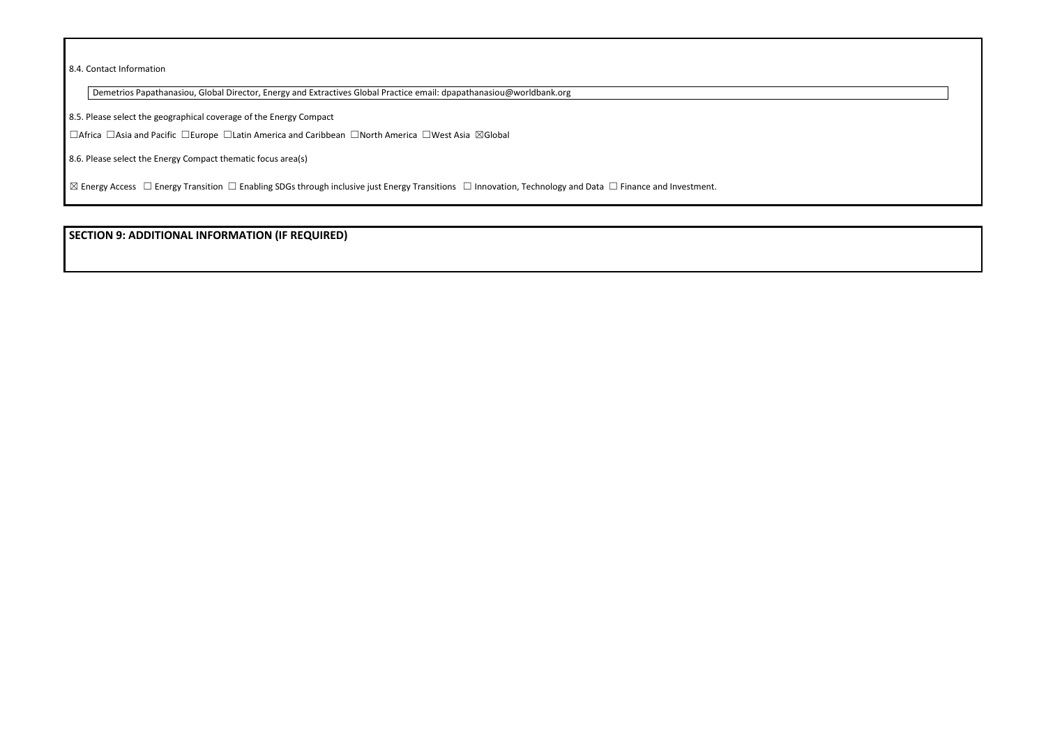8.4. Contact Information

Demetrios Papathanasiou, Global Director, Energy and Extractives Global Practice email: dpapathanasiou@worldbank.org

8.5. Please select the geographical coverage of the Energy Compact

☐Africa ☐Asia and Pacific ☐Europe ☐Latin America and Caribbean ☐North America ☐West Asia ☒Global

8.6. Please select the Energy Compact thematic focus area(s)

☒ Energy Access ☐ Energy Transition ☐ Enabling SDGs through inclusive just Energy Transitions ☐ Innovation, Technology and Data ☐ Finance and Investment.

## SECTION 9: ADDITIONAL INFORMATION (IF REQUIRED)